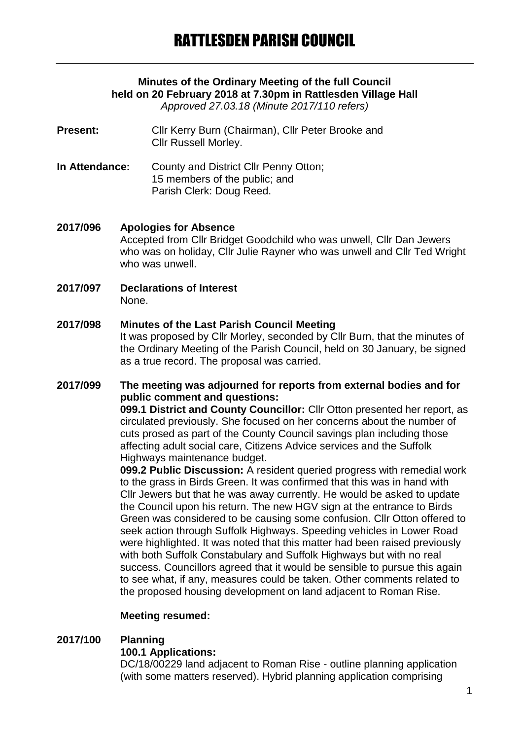# RATTLESDEN PARISH COUNCIL

**Minutes of the Ordinary Meeting of the full Council held on 20 February 2018 at 7.30pm in Rattlesden Village Hall**

*Approved 27.03.18 (Minute 2017/110 refers)*

**Present:** Cllr Kerry Burn (Chairman), Cllr Peter Brooke and Cllr Russell Morley.

**In Attendance:** County and District Cllr Penny Otton; 15 members of the public; and Parish Clerk: Doug Reed.

**2017/096 Apologies for Absence**

Accepted from Cllr Bridget Goodchild who was unwell, Cllr Dan Jewers who was on holiday, Cllr Julie Rayner who was unwell and Cllr Ted Wright who was unwell.

**2017/097 Declarations of Interest**

None.

**2017/098 Minutes of the Last Parish Council Meeting**

It was proposed by Cllr Morley, seconded by Cllr Burn, that the minutes of the Ordinary Meeting of the Parish Council, held on 30 January, be signed as a true record. The proposal was carried.

**2017/099 The meeting was adjourned for reports from external bodies and for public comment and questions:**

**099.1 District and County Councillor:** Cllr Otton presented her report, as circulated previously. She focused on her concerns about the number of cuts prosed as part of the County Council savings plan including those affecting adult social care, Citizens Advice services and the Suffolk Highways maintenance budget.

**099.2 Public Discussion:** A resident queried progress with remedial work to the grass in Birds Green. It was confirmed that this was in hand with Cllr Jewers but that he was away currently. He would be asked to update the Council upon his return. The new HGV sign at the entrance to Birds Green was considered to be causing some confusion. Cllr Otton offered to seek action through Suffolk Highways. Speeding vehicles in Lower Road were highlighted. It was noted that this matter had been raised previously with both Suffolk Constabulary and Suffolk Highways but with no real success. Councillors agreed that it would be sensible to pursue this again to see what, if any, measures could be taken. Other comments related to the proposed housing development on land adjacent to Roman Rise.

**Meeting resumed:**

**2017/100 Planning**

**100.1 Applications:**

DC/18/00229 land adjacent to Roman Rise - outline planning application (with some matters reserved). Hybrid planning application comprising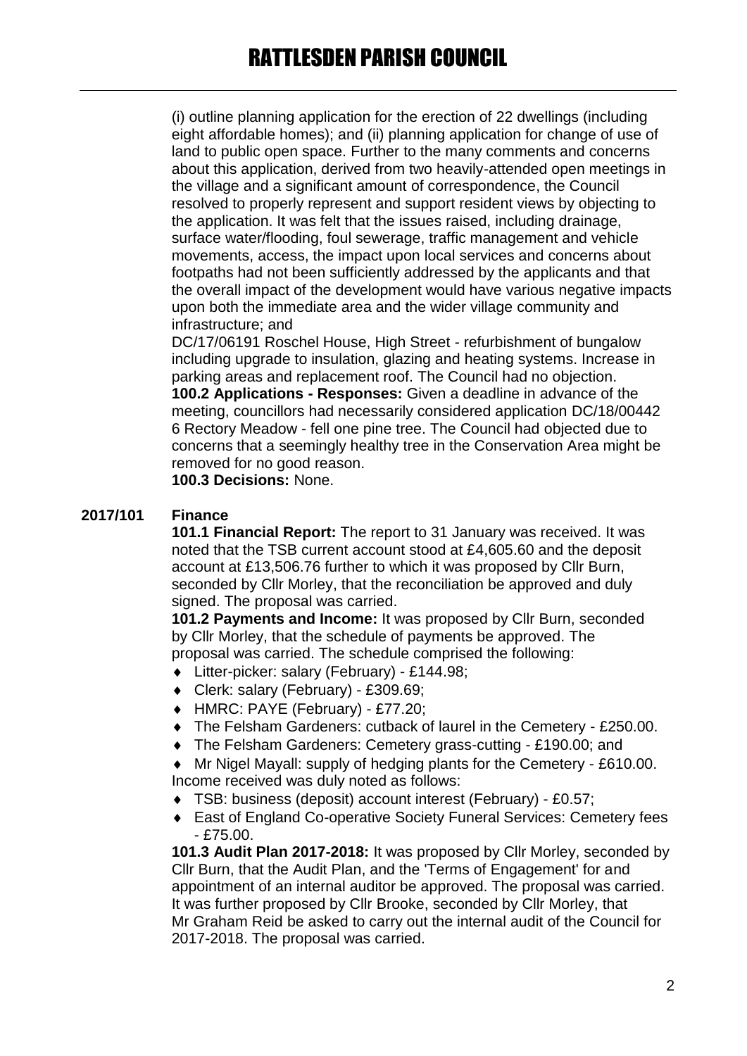(i) outline planning application for the erection of 22 dwellings (including eight affordable homes); and (ii) planning application for change of use of land to public open space. Further to the many comments and concerns about this application, derived from two heavily-attended open meetings in the village and a significant amount of correspondence, the Council resolved to properly represent and support resident views by objecting to the application. It was felt that the issues raised, including drainage, surface water/flooding, foul sewerage, traffic management and vehicle movements, access, the impact upon local services and concerns about footpaths had not been sufficiently addressed by the applicants and that the overall impact of the development would have various negative impacts upon both the immediate area and the wider village community and infrastructure; and

DC/17/06191 Roschel House, High Street - refurbishment of bungalow including upgrade to insulation, glazing and heating systems. Increase in parking areas and replacement roof. The Council had no objection.

**100.2 Applications - Responses:** Given a deadline in advance of the meeting, councillors had necessarily considered application DC/18/00442 6 Rectory Meadow - fell one pine tree. The Council had objected due to concerns that a seemingly healthy tree in the Conservation Area might be removed for no good reason.

**100.3 Decisions:** None.

**2017/101 Finance**

**101.1 Financial Report:** The report to 31 January was received. It was noted that the TSB current account stood at £4,605.60 and the deposit account at £13,506.76 further to which it was proposed by Cllr Burn, seconded by Cllr Morley, that the reconciliation be approved and duly signed. The proposal was carried.

**101.2 Payments and Income:** It was proposed by Cllr Burn, seconded by Cllr Morley, that the schedule of payments be approved. The proposal was carried. The schedule comprised the following:

- Litter-picker: salary (February) - £144.98;
- Clerk: salary (February) - £309.69;
- HMRC: PAYE (February) - £77.20;
- The Felsham Gardeners: cutback of laurel in the Cemetery - £250.00.
- The Felsham Gardeners: Cemetery grass-cutting - £190.00; and
- Mr Nigel Mayall: supply of hedging plants for the Cemetery - £610.00.

Income received was duly noted as follows:

- TSB: business (deposit) account interest (February) - £0.57;
- East of England Co-operative Society Funeral Services: Cemetery fees - £75.00.

**101.3 Audit Plan 2017-2018:** It was proposed by Cllr Morley, seconded by Cllr Burn, that the Audit Plan, and the 'Terms of Engagement' for and appointment of an internal auditor be approved. The proposal was carried. It was further proposed by Cllr Brooke, seconded by Cllr Morley, that Mr Graham Reid be asked to carry out the internal audit of the Council for 2017-2018. The proposal was carried.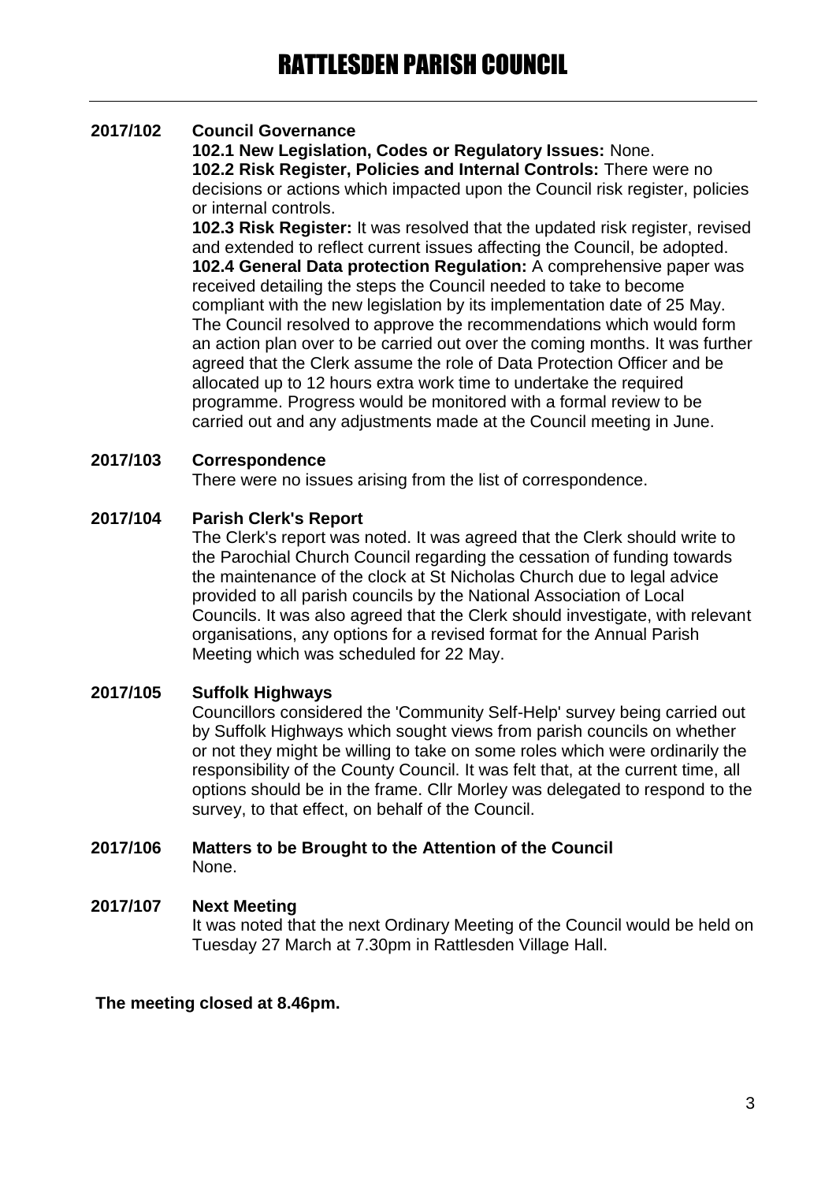**2017/102 Council Governance**

**102.1 New Legislation, Codes or Regulatory Issues:** None.

**102.2 Risk Register, Policies and Internal Controls:** There were no decisions or actions which impacted upon the Council risk register, policies or internal controls.

**102.3 Risk Register:** It was resolved that the updated risk register, revised and extended to reflect current issues affecting the Council, be adopted.

**102.4 General Data protection Regulation:** A comprehensive paper was received detailing the steps the Council needed to take to become compliant with the new legislation by its implementation date of 25 May. The Council resolved to approve the recommendations which would form an action plan over to be carried out over the coming months. It was further agreed that the Clerk assume the role of Data Protection Officer and be allocated up to 12 hours extra work time to undertake the required programme. Progress would be monitored with a formal review to be carried out and any adjustments made at the Council meeting in June.

**2017/103 Correspondence**

There were no issues arising from the list of correspondence.

**2017/104 Parish Clerk's Report**

The Clerk's report was noted. It was agreed that the Clerk should write to the Parochial Church Council regarding the cessation of funding towards the maintenance of the clock at St Nicholas Church due to legal advice provided to all parish councils by the National Association of Local Councils. It was also agreed that the Clerk should investigate, with relevant organisations, any options for a revised format for the Annual Parish Meeting which was scheduled for 22 May.

**2017/105 Suffolk Highways**

Councillors considered the 'Community Self-Help' survey being carried out by Suffolk Highways which sought views from parish councils on whether or not they might be willing to take on some roles which were ordinarily the responsibility of the County Council. It was felt that, at the current time, all options should be in the frame. Cllr Morley was delegated to respond to the survey, to that effect, on behalf of the Council.

**2017/106 Matters to be Brought to the Attention of the Council**

None.

**2017/107 Next Meeting**

It was noted that the next Ordinary Meeting of the Council would be held on Tuesday 27 March at 7.30pm in Rattlesden Village Hall.

**The meeting closed at 8.46pm.**